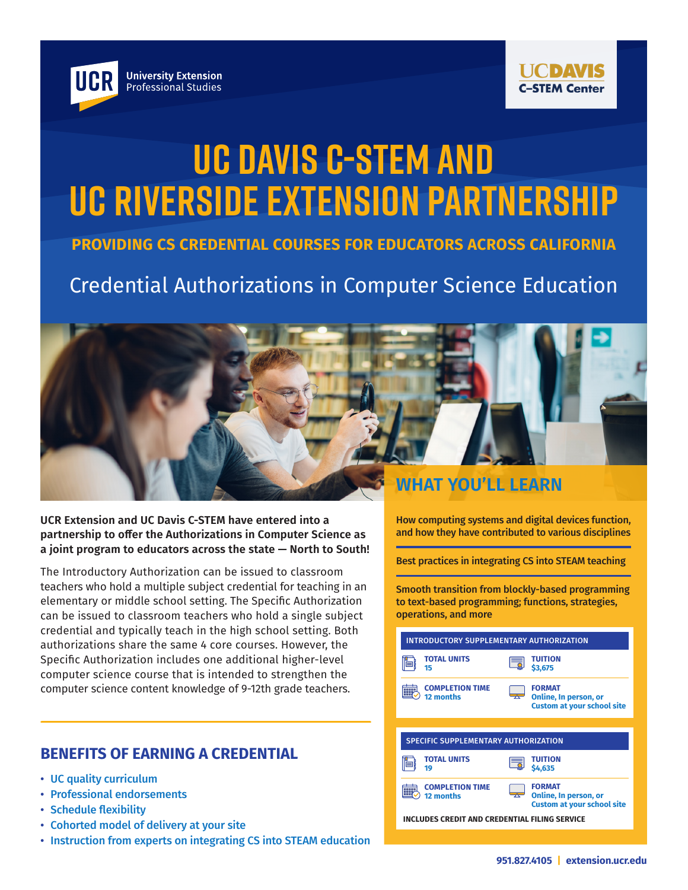UCR University Extension Professional Studies

UC DAVIS C-STEM Center

# UC DAVIS C-STEM AND UC RIVERSIDE EXTENSION PARTNERSHIP

**PROVIDING CS CREDENTIAL COURSES FOR EDUCATORS ACROSS CALIFORNIA**

## Credential Authorizations in Computer Science Education

**UCR Extension and UC Davis C-STEM have entered into a partnership to offer the Authorizations in Computer Science as a joint program to educators across the state — North to South!**

The Introductory Authorization can be issued to classroom teachers who hold a multiple subject credential for teaching in an elementary or middle school setting. The Specific Authorization can be issued to classroom teachers who hold a single subject credential and typically teach in the high school setting. Both authorizations share the same 4 core courses. However, the Specific Authorization includes one additional higher-level computer science course that is intended to strengthen the computer science content knowledge of 9-12th grade teachers.

## BENEFITS OF EARNING A CREDENTIAL

- UC quality curriculum
- Professional endorsements
- Schedule flexibility
- Cohorted model of delivery at your site
- Instruction from experts on integrating CS into STEAM education

## WHAT YOU'LL LEARN

**How computing systems and digital devices function, and how they have contributed to various disciplines**

**Best practices in integrating CS into STEAM teaching**

**Smooth transition from blockly-based programming to text-based programming; functions, strategies, operations, and more**

### INTRODUCTORY SUPPLEMENTARY AUTHORIZATION

| | |
|---|---|
| **TOTAL UNITS** 15 | **TUITION** $3,675 |
| **COMPLETION TIME** 12 months | **FORMAT** Online, In person, or Custom at your school site |

### SPECIFIC SUPPLEMENTARY AUTHORIZATION

| | |
|---|---|
| **TOTAL UNITS** 19 | **TUITION** $4,635 |
| **COMPLETION TIME** 12 months | **FORMAT** Online, In person, or Custom at your school site |

**INCLUDES CREDIT AND CREDENTIAL FILING SERVICE**

951.827.4105 | extension.ucr.edu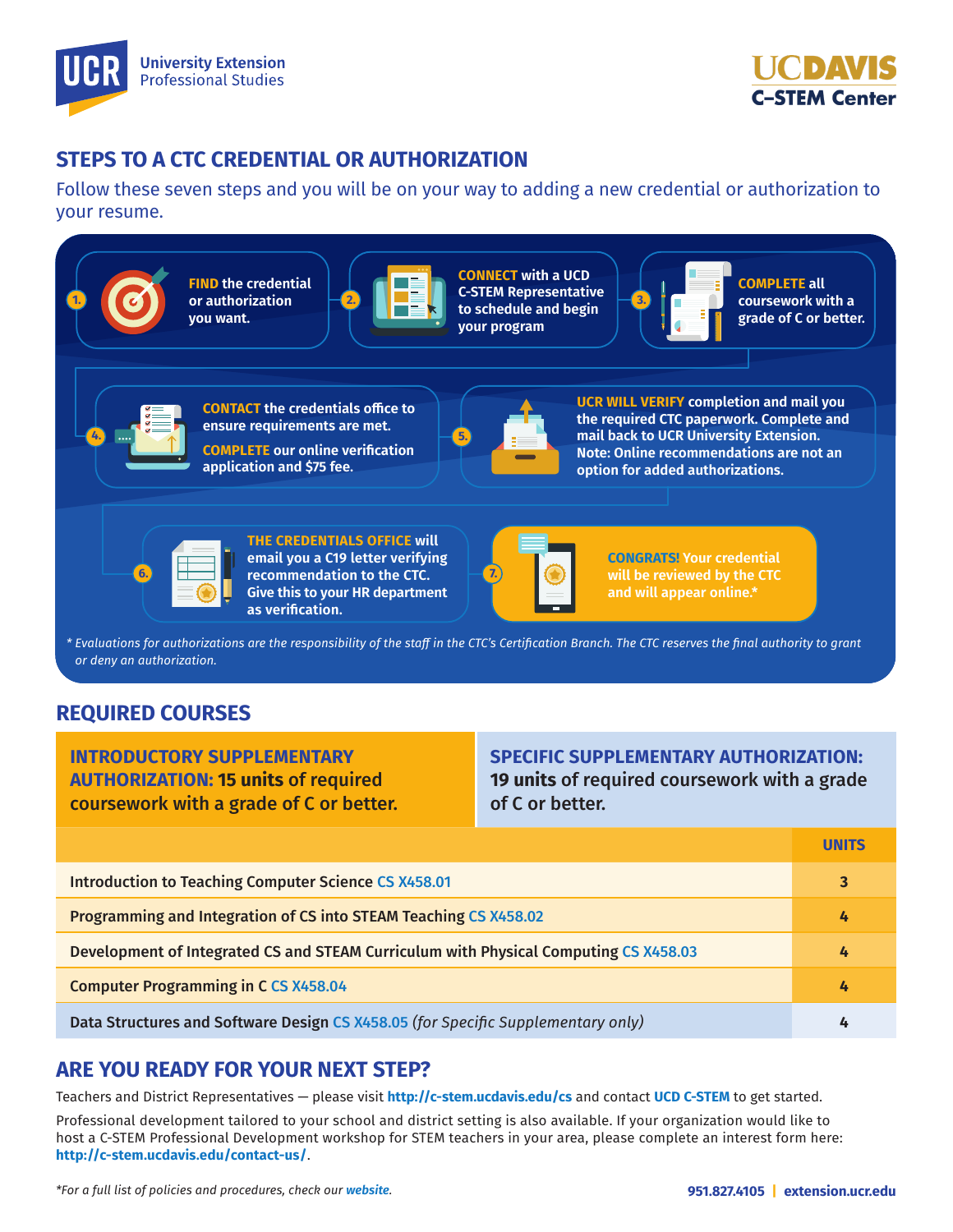University Extension
Professional Studies

UC DAVIS
C-STEM Center

## STEPS TO A CTC CREDENTIAL OR AUTHORIZATION

Follow these seven steps and you will be on your way to adding a new credential or authorization to your resume.

1. **FIND** the credential or authorization you want.
2. **CONNECT** with a UCD C-STEM Representative to schedule and begin your program
3. **COMPLETE** all coursework with a grade of C or better.
4. **CONTACT** the credentials office to ensure requirements are met. **COMPLETE** our online verification application and $75 fee.
5. **UCR WILL VERIFY** completion and mail you the required CTC paperwork. Complete and mail back to UCR University Extension. Note: Online recommendations are not an option for added authorizations.
6. **THE CREDENTIALS OFFICE** will email you a C19 letter verifying recommendation to the CTC. Give this to your HR department as verification.
7. **CONGRATS!** Your credential will be reviewed by the CTC and will appear online.*

*\* Evaluations for authorizations are the responsibility of the staff in the CTC's Certification Branch. The CTC reserves the final authority to grant or deny an authorization.*

## REQUIRED COURSES

**INTRODUCTORY SUPPLEMENTARY AUTHORIZATION: 15 units** of required coursework with a grade of C or better.

**SPECIFIC SUPPLEMENTARY AUTHORIZATION: 19 units** of required coursework with a grade of C or better.

| | UNITS |
|---|---|
| Introduction to Teaching Computer Science CS X458.01 | 3 |
| Programming and Integration of CS into STEAM Teaching CS X458.02 | 4 |
| Development of Integrated CS and STEAM Curriculum with Physical Computing CS X458.03 | 4 |
| Computer Programming in C CS X458.04 | 4 |
| Data Structures and Software Design CS X458.05 *(for Specific Supplementary only)* | 4 |

## ARE YOU READY FOR YOUR NEXT STEP?

Teachers and District Representatives — please visit **http://c-stem.ucdavis.edu/cs** and contact **UCD C-STEM** to get started.

Professional development tailored to your school and district setting is also available. If your organization would like to host a C-STEM Professional Development workshop for STEM teachers in your area, please complete an interest form here: **http://c-stem.ucdavis.edu/contact-us/**.

*\*For a full list of policies and procedures, check our* ***website****.*

951.827.4105 | extension.ucr.edu